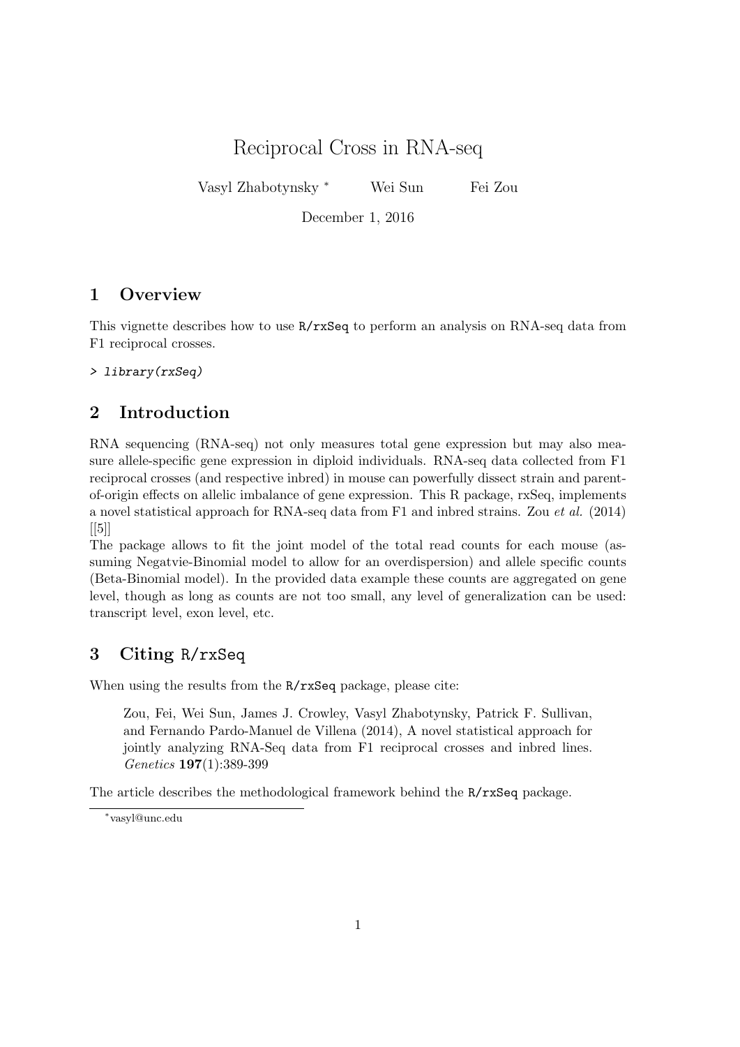# Reciprocal Cross in RNA-seq

Vasyl Zhabotynsky * Wei Sun Fei Zou

December 1, 2016

## 1 Overview

This vignette describes how to use `R/rxSeq` to perform an analysis on RNA-seq data from F1 reciprocal crosses.

```
> library(rxSeq)
```

## 2 Introduction

RNA sequencing (RNA-seq) not only measures total gene expression but may also measure allele-specific gene expression in diploid individuals. RNA-seq data collected from F1 reciprocal crosses (and respective inbred) in mouse can powerfully dissect strain and parent-of-origin effects on allelic imbalance of gene expression. This R package, rxSeq, implements a novel statistical approach for RNA-seq data from F1 and inbred strains. Zou *et al.* (2014) [[5]]

The package allows to fit the joint model of the total read counts for each mouse (assuming Negatvie-Binomial model to allow for an overdispersion) and allele specific counts (Beta-Binomial model). In the provided data example these counts are aggregated on gene level, though as long as counts are not too small, any level of generalization can be used: transcript level, exon level, etc.

## 3 Citing `R/rxSeq`

When using the results from the `R/rxSeq` package, please cite:

> Zou, Fei, Wei Sun, James J. Crowley, Vasyl Zhabotynsky, Patrick F. Sullivan, and Fernando Pardo-Manuel de Villena (2014), A novel statistical approach for jointly analyzing RNA-Seq data from F1 reciprocal crosses and inbred lines. *Genetics* **197**(1):389-399

The article describes the methodological framework behind the `R/rxSeq` package.

---

*vasyl@unc.edu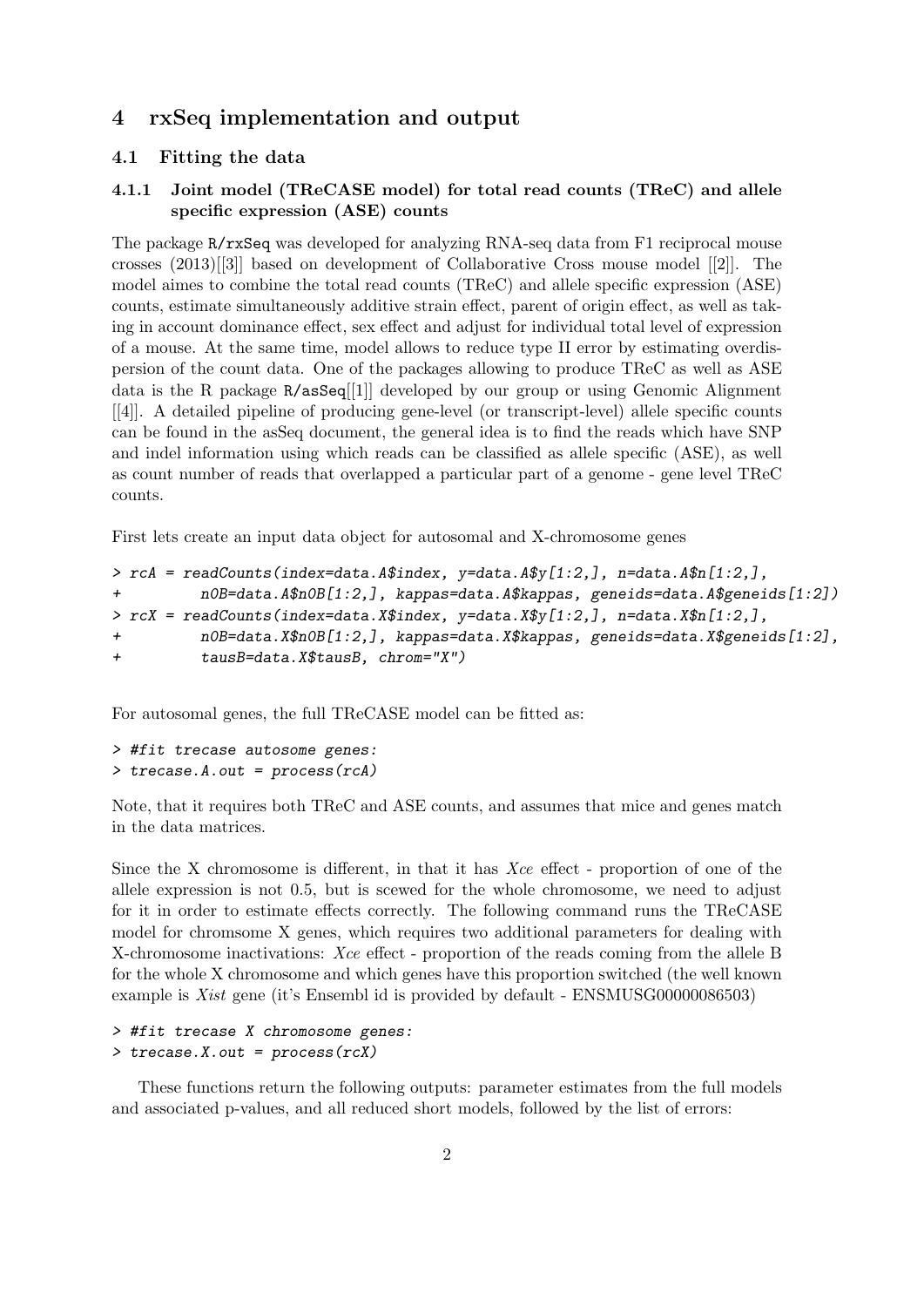## 4 rxSeq implementation and output

### 4.1 Fitting the data

#### 4.1.1 Joint model (TReCASE model) for total read counts (TReC) and allele specific expression (ASE) counts

The package R/rxSeq was developed for analyzing RNA-seq data from F1 reciprocal mouse crosses (2013)[[3]] based on development of Collaborative Cross mouse model [[2]]. The model aimes to combine the total read counts (TReC) and allele specific expression (ASE) counts, estimate simultaneously additive strain effect, parent of origin effect, as well as taking in account dominance effect, sex effect and adjust for individual total level of expression of a mouse. At the same time, model allows to reduce type II error by estimating overdispersion of the count data. One of the packages allowing to produce TReC as well as ASE data is the R package R/asSeq[[1]] developed by our group or using Genomic Alignment [[4]]. A detailed pipeline of producing gene-level (or transcript-level) allele specific counts can be found in the asSeq document, the general idea is to find the reads which have SNP and indel information using which reads can be classified as allele specific (ASE), as well as count number of reads that overlapped a particular part of a genome - gene level TReC counts.

First lets create an input data object for autosomal and X-chromosome genes

```
> rcA = readCounts(index=data.A$index, y=data.A$y[1:2,], n=data.A$n[1:2,],
+         n0B=data.A$n0B[1:2,], kappas=data.A$kappas, geneids=data.A$geneids[1:2])
> rcX = readCounts(index=data.X$index, y=data.X$y[1:2,], n=data.X$n[1:2,],
+         n0B=data.X$n0B[1:2,], kappas=data.X$kappas, geneids=data.X$geneids[1:2],
+         tausB=data.X$tausB, chrom="X")
```

For autosomal genes, the full TReCASE model can be fitted as:

```
> #fit trecase autosome genes:
> trecase.A.out = process(rcA)
```

Note, that it requires both TReC and ASE counts, and assumes that mice and genes match in the data matrices.

Since the X chromosome is different, in that it has *Xce* effect - proportion of one of the allele expression is not 0.5, but is scewed for the whole chromosome, we need to adjust for it in order to estimate effects correctly. The following command runs the TReCASE model for chromsome X genes, which requires two additional parameters for dealing with X-chromosome inactivations: *Xce* effect - proportion of the reads coming from the allele B for the whole X chromosome and which genes have this proportion switched (the well known example is *Xist* gene (it's Ensembl id is provided by default - ENSMUSG00000086503)

```
> #fit trecase X chromosome genes:
> trecase.X.out = process(rcX)
```

These functions return the following outputs: parameter estimates from the full models and associated p-values, and all reduced short models, followed by the list of errors: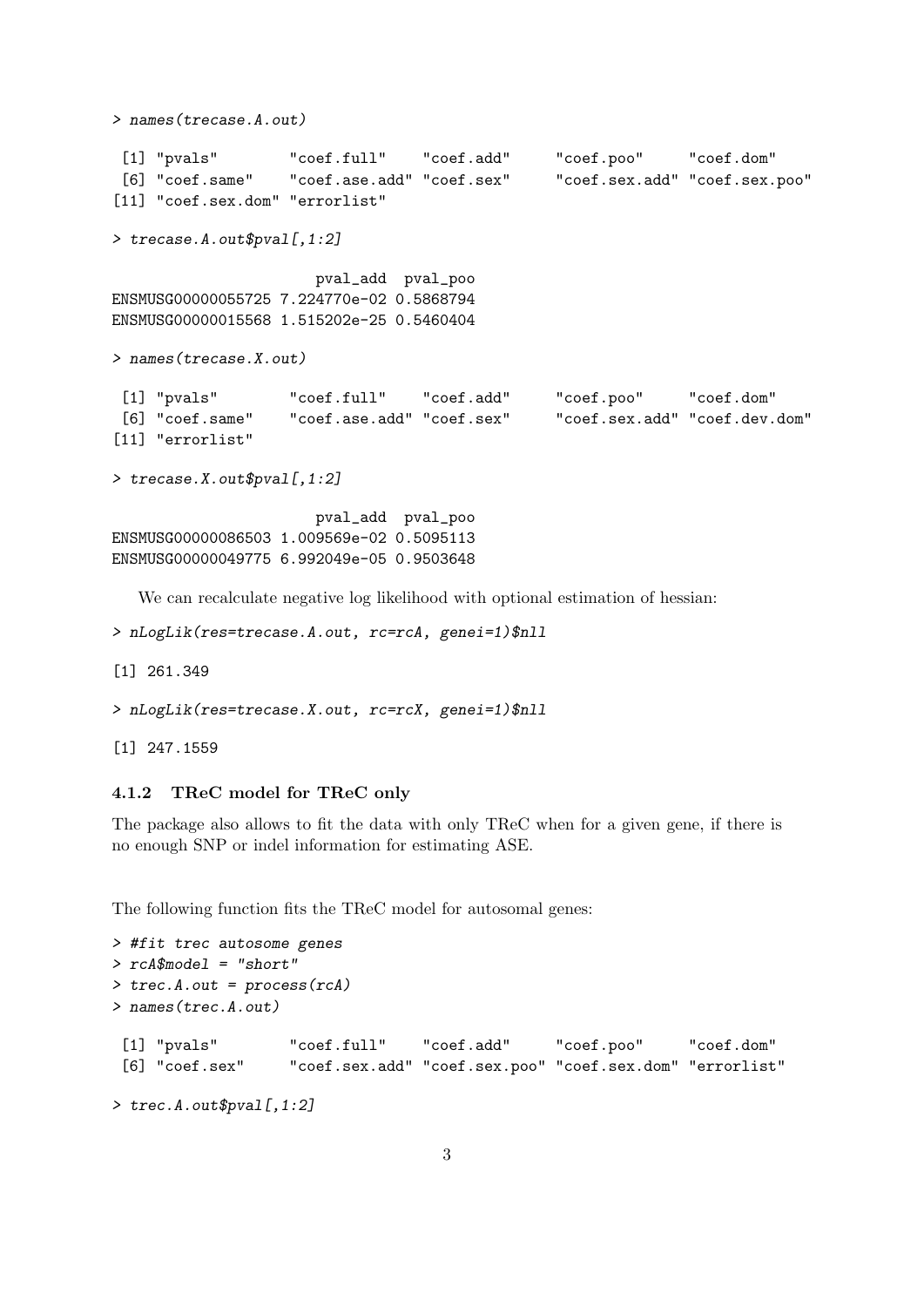```
> names(trecase.A.out)

 [1] "pvals"        "coef.full"    "coef.add"     "coef.poo"     "coef.dom"
 [6] "coef.same"    "coef.ase.add" "coef.sex"     "coef.sex.add" "coef.sex.poo"
[11] "coef.sex.dom" "errorlist"

> trecase.A.out$pval[,1:2]

                       pval_add  pval_poo
ENSMUSG00000055725 7.224770e-02 0.5868794
ENSMUSG00000015568 1.515202e-25 0.5460404

> names(trecase.X.out)

 [1] "pvals"        "coef.full"    "coef.add"     "coef.poo"     "coef.dom"
 [6] "coef.same"    "coef.ase.add" "coef.sex"     "coef.sex.add" "coef.dev.dom"
[11] "errorlist"

> trecase.X.out$pval[,1:2]

                       pval_add  pval_poo
ENSMUSG00000086503 1.009569e-02 0.5095113
ENSMUSG00000049775 6.992049e-05 0.9503648
```

We can recalculate negative log likelihood with optional estimation of hessian:

```
> nLogLik(res=trecase.A.out, rc=rcA, genei=1)$nll

[1] 261.349

> nLogLik(res=trecase.X.out, rc=rcX, genei=1)$nll

[1] 247.1559
```

### 4.1.2 TReC model for TReC only

The package also allows to fit the data with only TReC when for a given gene, if there is no enough SNP or indel information for estimating ASE.

The following function fits the TReC model for autosomal genes:

```
> #fit trec autosome genes
> rcA$model = "short"
> trec.A.out = process(rcA)
> names(trec.A.out)

 [1] "pvals"        "coef.full"    "coef.add"     "coef.poo"     "coef.dom"
 [6] "coef.sex"     "coef.sex.add" "coef.sex.poo" "coef.sex.dom" "errorlist"

> trec.A.out$pval[,1:2]
```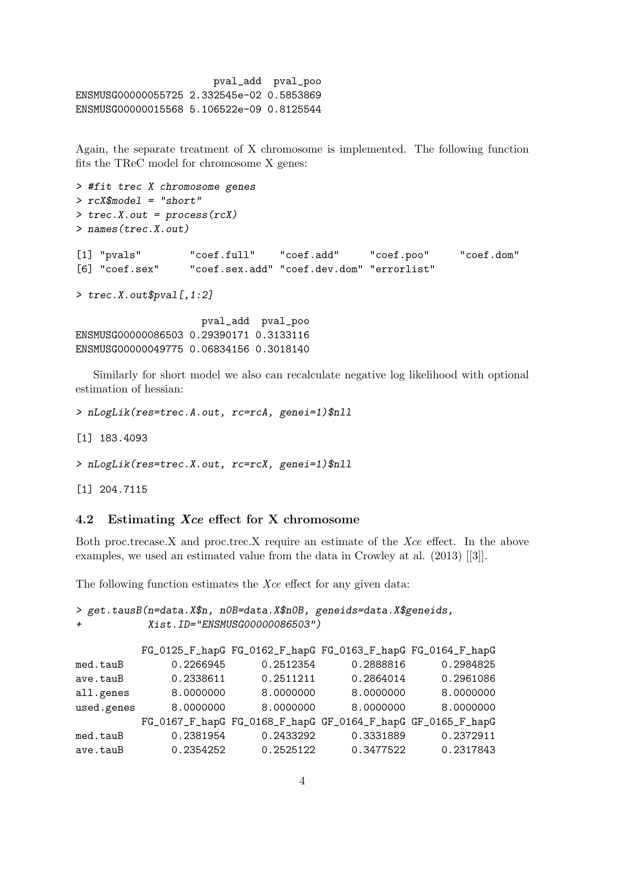```
                      pval_add  pval_poo
ENSMUSG00000055725 2.332545e-02 0.5853869
ENSMUSG00000015568 5.106522e-09 0.8125544
```

Again, the separate treatment of X chromosome is implemented. The following function fits the TReC model for chromosome X genes:

```
> #fit trec X chromosome genes
> rcX$model = "short"
> trec.X.out = process(rcX)
> names(trec.X.out)

[1] "pvals"        "coef.full"    "coef.add"     "coef.poo"     "coef.dom"
[6] "coef.sex"     "coef.sex.add" "coef.dev.dom" "errorlist"

> trec.X.out$pval[,1:2]

                     pval_add  pval_poo
ENSMUSG00000086503 0.29390171 0.3133116
ENSMUSG00000049775 0.06834156 0.3018140
```

Similarly for short model we also can recalculate negative log likelihood with optional estimation of hessian:

```
> nLogLik(res=trec.A.out, rc=rcA, genei=1)$nll

[1] 183.4093

> nLogLik(res=trec.X.out, rc=rcX, genei=1)$nll

[1] 204.7115
```

### 4.2 Estimating *Xce* effect for X chromosome

Both proc.trecase.X and proc.trec.X require an estimate of the *Xce* effect. In the above examples, we used an estimated value from the data in Crowley at al. (2013) [[3]].

The following function estimates the *Xce* effect for any given data:

```
> get.tausB(n=data.X$n, n0B=data.X$n0B, geneids=data.X$geneids,
+           Xist.ID="ENSMUSG00000086503")

           FG_0125_F_hapG FG_0162_F_hapG FG_0163_F_hapG FG_0164_F_hapG
med.tauB        0.2266945      0.2512354      0.2888816      0.2984825
ave.tauB        0.2338611      0.2511211      0.2864014      0.2961086
all.genes       8.0000000      8.0000000      8.0000000      8.0000000
used.genes      8.0000000      8.0000000      8.0000000      8.0000000
           FG_0167_F_hapG FG_0168_F_hapG GF_0164_F_hapG GF_0165_F_hapG
med.tauB        0.2381954      0.2433292      0.3331889      0.2372911
ave.tauB        0.2354252      0.2525122      0.3477522      0.2317843
```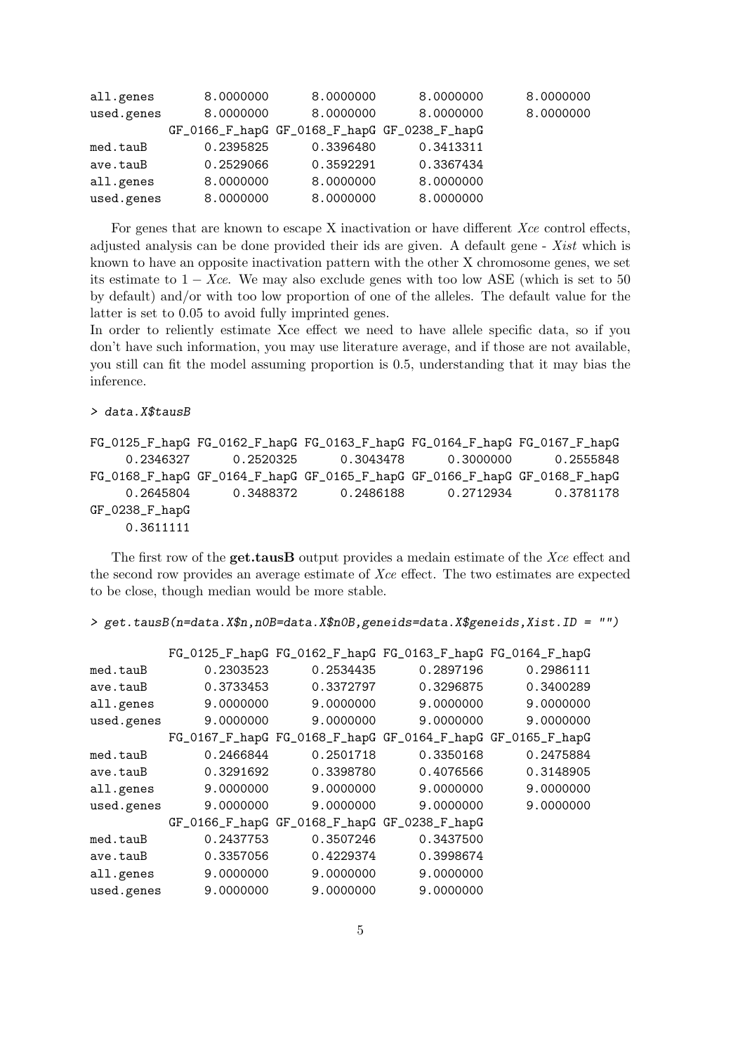```
all.genes        8.0000000      8.0000000      8.0000000      8.0000000
used.genes       8.0000000      8.0000000      8.0000000      8.0000000
           GF_0166_F_hapG GF_0168_F_hapG GF_0238_F_hapG
med.tauB         0.2395825      0.3396480      0.3413311
ave.tauB         0.2529066      0.3592291      0.3367434
all.genes        8.0000000      8.0000000      8.0000000
used.genes       8.0000000      8.0000000      8.0000000
```

For genes that are known to escape X inactivation or have different *Xce* control effects, adjusted analysis can be done provided their ids are given. A default gene - *Xist* which is known to have an opposite inactivation pattern with the other X chromosome genes, we set its estimate to $1 - Xce$. We may also exclude genes with too low ASE (which is set to 50 by default) and/or with too low proportion of one of the alleles. The default value for the latter is set to 0.05 to avoid fully imprinted genes.
In order to reliently estimate Xce effect we need to have allele specific data, so if you don't have such information, you may use literature average, and if those are not available, you still can fit the model assuming proportion is 0.5, understanding that it may bias the inference.

```
> data.X$tausB

FG_0125_F_hapG FG_0162_F_hapG FG_0163_F_hapG FG_0164_F_hapG FG_0167_F_hapG
     0.2346327      0.2520325      0.3043478      0.3000000      0.2555848
FG_0168_F_hapG GF_0164_F_hapG GF_0165_F_hapG GF_0166_F_hapG GF_0168_F_hapG
     0.2645804      0.3488372      0.2486188      0.2712934      0.3781178
GF_0238_F_hapG
     0.3611111
```

The first row of the **get.tausB** output provides a medain estimate of the *Xce* effect and the second row provides an average estimate of *Xce* effect. The two estimates are expected to be close, though median would be more stable.

```
> get.tausB(n=data.X$n,n0B=data.X$n0B,geneids=data.X$geneids,Xist.ID = "")

           FG_0125_F_hapG FG_0162_F_hapG FG_0163_F_hapG FG_0164_F_hapG
med.tauB         0.2303523      0.2534435      0.2897196      0.2986111
ave.tauB         0.3733453      0.3372797      0.3296875      0.3400289
all.genes        9.0000000      9.0000000      9.0000000      9.0000000
used.genes       9.0000000      9.0000000      9.0000000      9.0000000
           FG_0167_F_hapG FG_0168_F_hapG GF_0164_F_hapG GF_0165_F_hapG
med.tauB         0.2466844      0.2501718      0.3350168      0.2475884
ave.tauB         0.3291692      0.3398780      0.4076566      0.3148905
all.genes        9.0000000      9.0000000      9.0000000      9.0000000
used.genes       9.0000000      9.0000000      9.0000000      9.0000000
           GF_0166_F_hapG GF_0168_F_hapG GF_0238_F_hapG
med.tauB         0.2437753      0.3507246      0.3437500
ave.tauB         0.3357056      0.4229374      0.3998674
all.genes        9.0000000      9.0000000      9.0000000
used.genes       9.0000000      9.0000000      9.0000000
```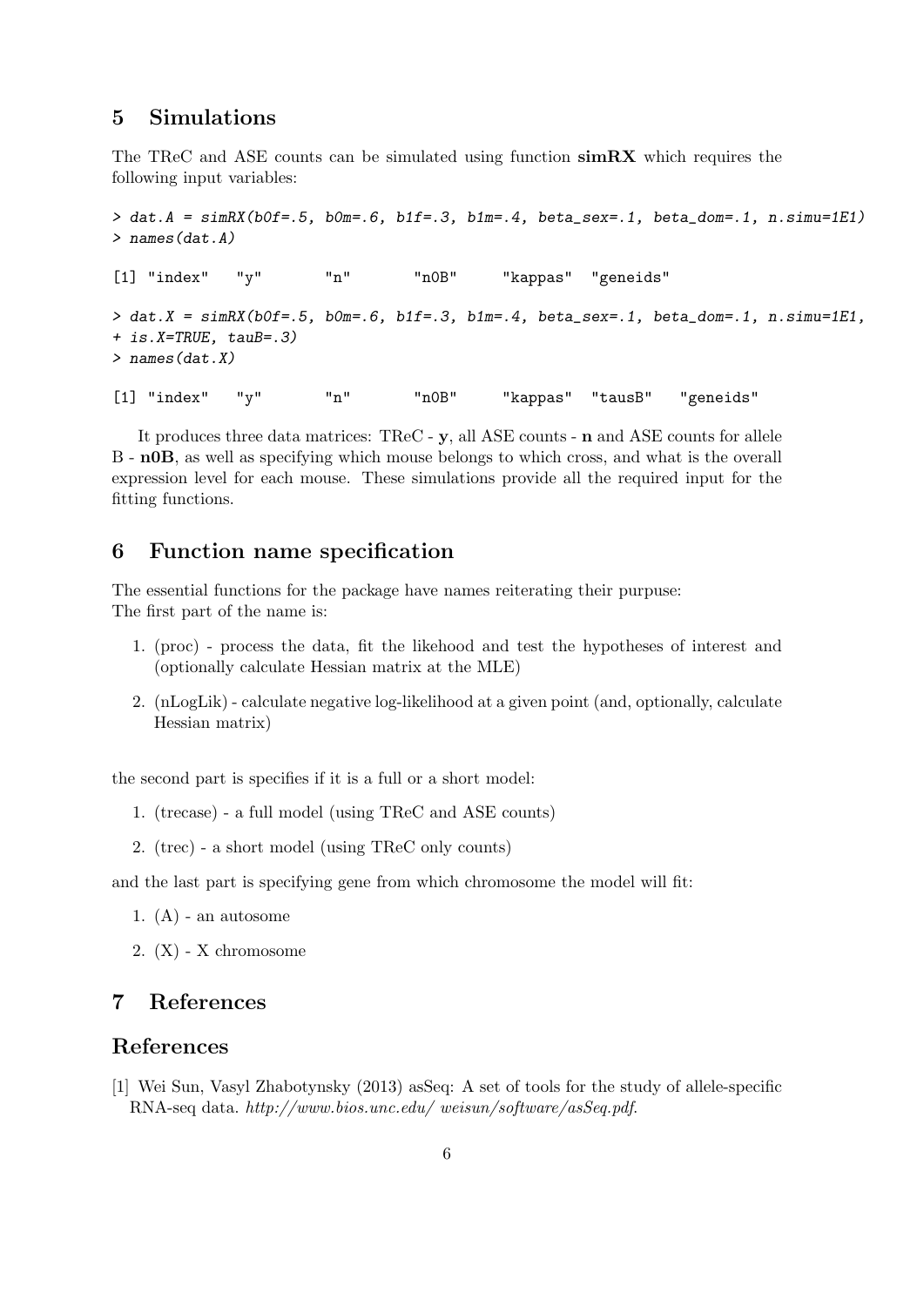## 5 Simulations

The TReC and ASE counts can be simulated using function **simRX** which requires the following input variables:

```
> dat.A = simRX(b0f=.5, b0m=.6, b1f=.3, b1m=.4, beta_sex=.1, beta_dom=.1, n.simu=1E1)
> names(dat.A)

[1] "index"   "y"       "n"       "n0B"     "kappas"  "geneids"

> dat.X = simRX(b0f=.5, b0m=.6, b1f=.3, b1m=.4, beta_sex=.1, beta_dom=.1, n.simu=1E1,
+ is.X=TRUE, tauB=.3)
> names(dat.X)

[1] "index"   "y"       "n"       "n0B"     "kappas"  "tausB"   "geneids"
```

It produces three data matrices: TReC - **y**, all ASE counts - **n** and ASE counts for allele B - **n0B**, as well as specifying which mouse belongs to which cross, and what is the overall expression level for each mouse. These simulations provide all the required input for the fitting functions.

## 6 Function name specification

The essential functions for the package have names reiterating their purpuse:
The first part of the name is:

1. (proc) - process the data, fit the likehood and test the hypotheses of interest and (optionally calculate Hessian matrix at the MLE)
2. (nLogLik) - calculate negative log-likelihood at a given point (and, optionally, calculate Hessian matrix)

the second part is specifies if it is a full or a short model:

1. (trecase) - a full model (using TReC and ASE counts)
2. (trec) - a short model (using TReC only counts)

and the last part is specifying gene from which chromosome the model will fit:

1. (A) - an autosome
2. (X) - X chromosome

## 7 References

## References

[1] Wei Sun, Vasyl Zhabotynsky (2013) asSeq: A set of tools for the study of allele-specific RNA-seq data. *http://www.bios.unc.edu/ weisun/software/asSeq.pdf*.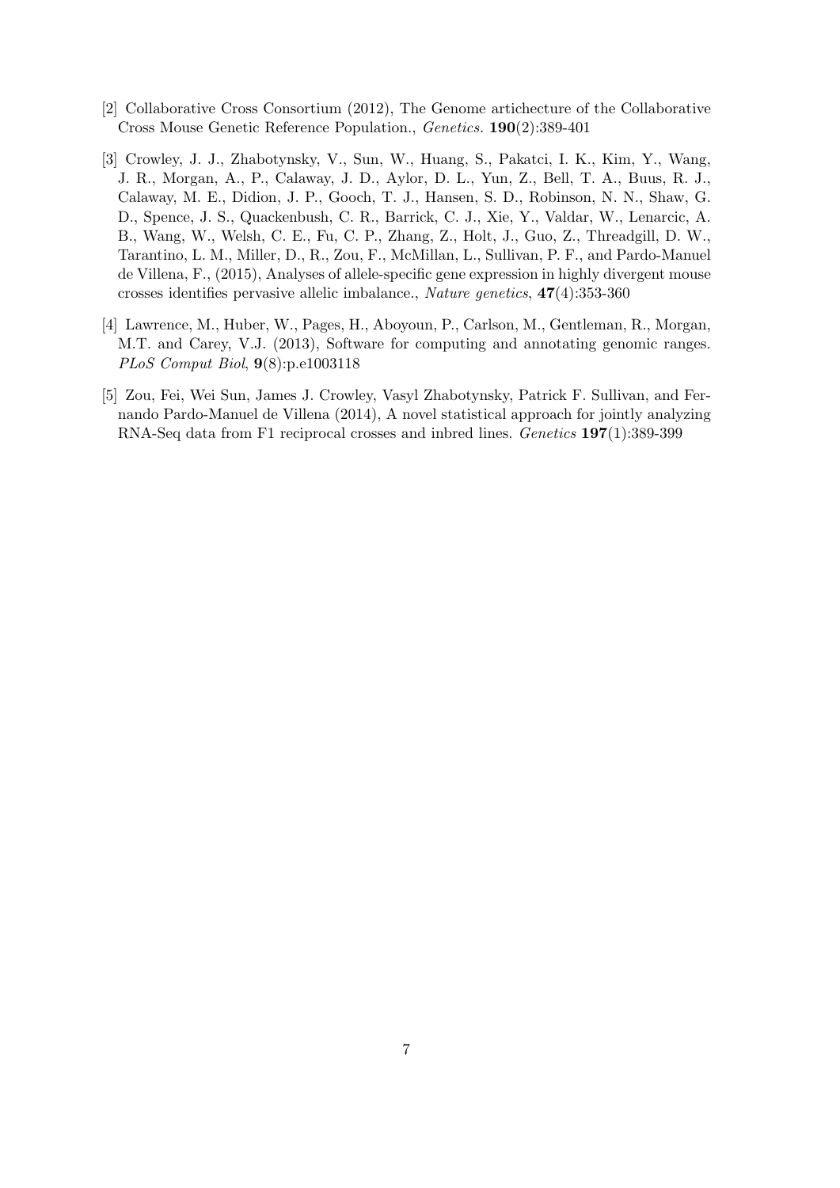[2] Collaborative Cross Consortium (2012), The Genome artichecture of the Collaborative Cross Mouse Genetic Reference Population., *Genetics.* **190**(2):389-401

[3] Crowley, J. J., Zhabotynsky, V., Sun, W., Huang, S., Pakatci, I. K., Kim, Y., Wang, J. R., Morgan, A., P., Calaway, J. D., Aylor, D. L., Yun, Z., Bell, T. A., Buus, R. J., Calaway, M. E., Didion, J. P., Gooch, T. J., Hansen, S. D., Robinson, N. N., Shaw, G. D., Spence, J. S., Quackenbush, C. R., Barrick, C. J., Xie, Y., Valdar, W., Lenarcic, A. B., Wang, W., Welsh, C. E., Fu, C. P., Zhang, Z., Holt, J., Guo, Z., Threadgill, D. W., Tarantino, L. M., Miller, D., R., Zou, F., McMillan, L., Sullivan, P. F., and Pardo-Manuel de Villena, F., (2015), Analyses of allele-specific gene expression in highly divergent mouse crosses identifies pervasive allelic imbalance., *Nature genetics*, **47**(4):353-360

[4] Lawrence, M., Huber, W., Pages, H., Aboyoun, P., Carlson, M., Gentleman, R., Morgan, M.T. and Carey, V.J. (2013), Software for computing and annotating genomic ranges. *PLoS Comput Biol*, **9**(8):p.e1003118

[5] Zou, Fei, Wei Sun, James J. Crowley, Vasyl Zhabotynsky, Patrick F. Sullivan, and Fernando Pardo-Manuel de Villena (2014), A novel statistical approach for jointly analyzing RNA-Seq data from F1 reciprocal crosses and inbred lines. *Genetics* **197**(1):389-399